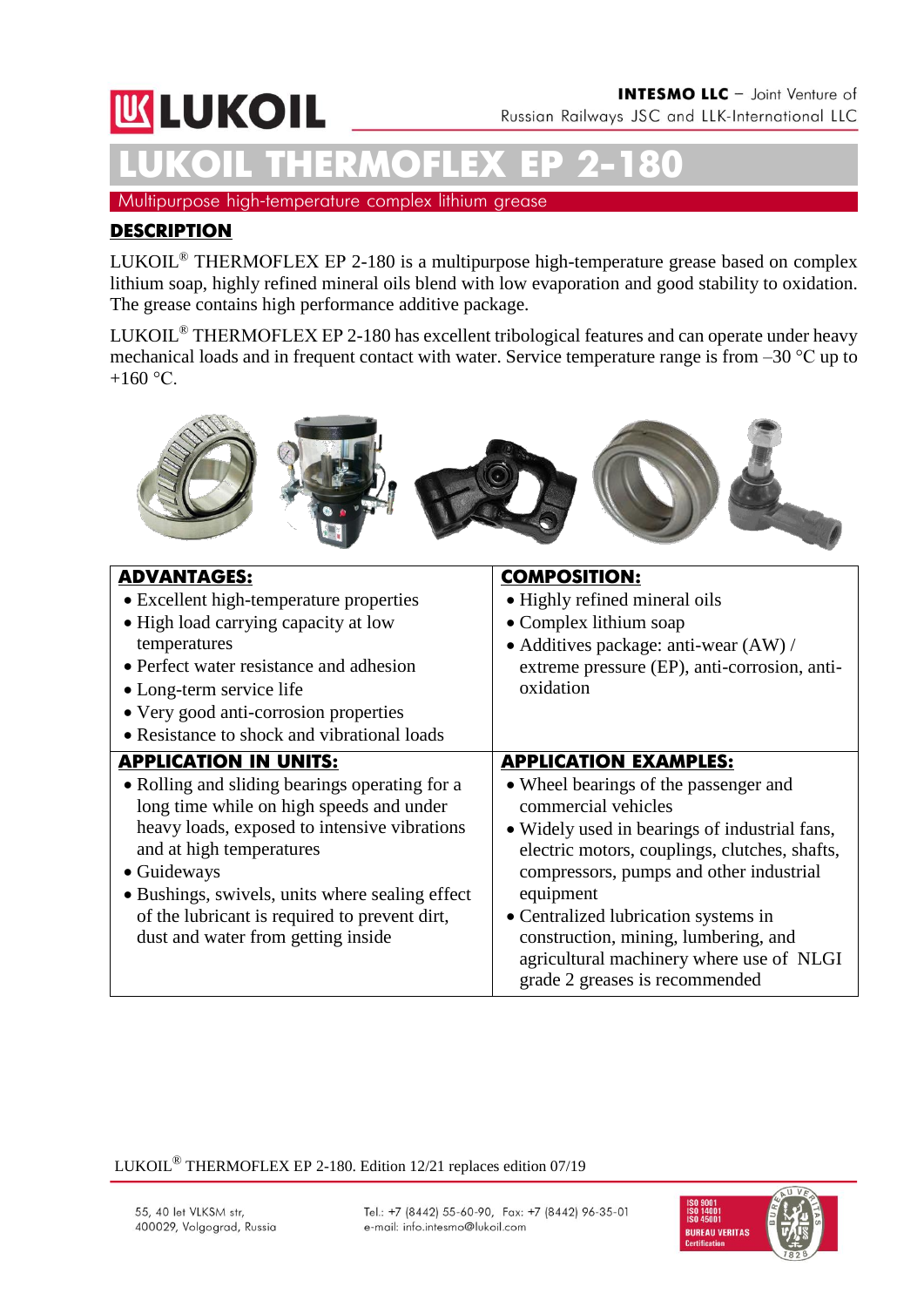# LUKOIL THERMOFLEX EP 2-180

INTESMO LLC – Joint Venture of Russian Railways JSC and LLK-International LLC

Multipurpose high-temperature complex lithium grease

## DESCRIPTION

LUKOIL® THERMOFLEX EP 2-180 is a multipurpose high-temperature grease based on complex lithium soap, highly refined mineral oils blend with low evaporation and good stability to oxidation. The grease contains high performance additive package.

LUKOIL® THERMOFLEX EP 2-180 has excellent tribological features and can operate under heavy mechanical loads and in frequent contact with water. Service temperature range is from –30 °C up to +160 °C.

| **ADVANTAGES:** | **COMPOSITION:** |
|---|---|
| • Excellent high-temperature properties<br>• High load carrying capacity at low temperatures<br>• Perfect water resistance and adhesion<br>• Long-term service life<br>• Very good anti-corrosion properties<br>• Resistance to shock and vibrational loads | • Highly refined mineral oils<br>• Complex lithium soap<br>• Additives package: anti-wear (AW) / extreme pressure (EP), anti-corrosion, anti-oxidation |
| **APPLICATION IN UNITS:** | **APPLICATION EXAMPLES:** |
| • Rolling and sliding bearings operating for a long time while on high speeds and under heavy loads, exposed to intensive vibrations and at high temperatures<br>• Guideways<br>• Bushings, swivels, units where sealing effect of the lubricant is required to prevent dirt, dust and water from getting inside | • Wheel bearings of the passenger and commercial vehicles<br>• Widely used in bearings of industrial fans, electric motors, couplings, clutches, shafts, compressors, pumps and other industrial equipment<br>• Centralized lubrication systems in construction, mining, lumbering, and agricultural machinery where use of NLGI grade 2 greases is recommended |

LUKOIL® THERMOFLEX EP 2-180. Edition 12/21 replaces edition 07/19

55, 40 let VLKSM str, 400029, Volgograd, Russia

Tel.: +7 (8442) 55-60-90, Fax: +7 (8442) 96-35-01
e-mail: info.intesmo@lukoil.com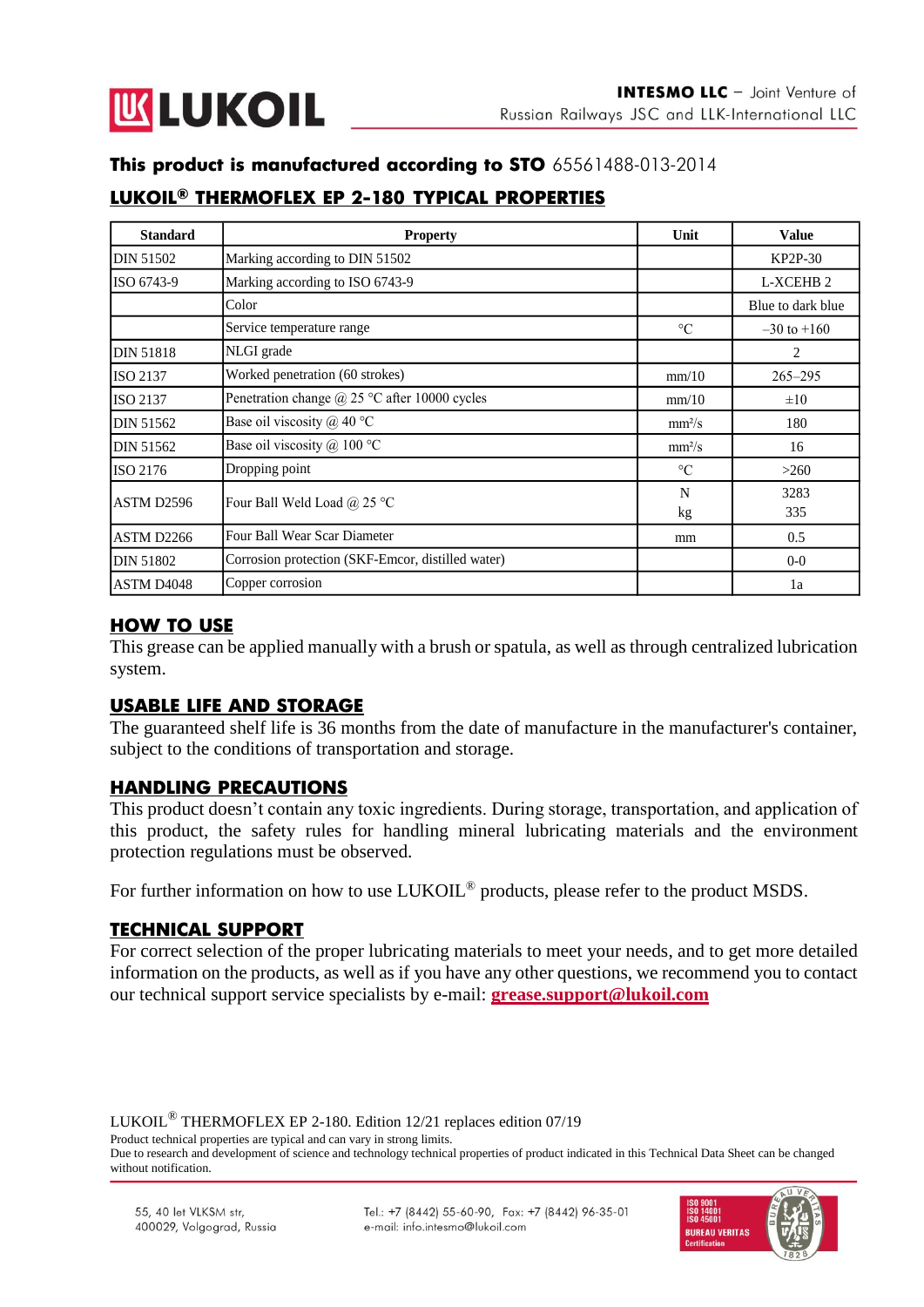**This product is manufactured according to STO** 65561488-013-2014

## LUKOIL® THERMOFLEX EP 2-180 TYPICAL PROPERTIES

| Standard | Property | Unit | Value |
|---|---|---|---|
| DIN 51502 | Marking according to DIN 51502 | | KP2P-30 |
| ISO 6743-9 | Marking according to ISO 6743-9 | | L-XCEHB 2 |
| | Color | | Blue to dark blue |
| | Service temperature range | °C | –30 to +160 |
| DIN 51818 | NLGI grade | | 2 |
| ISO 2137 | Worked penetration (60 strokes) | mm/10 | 265–295 |
| ISO 2137 | Penetration change @ 25 °C after 10000 cycles | mm/10 | ±10 |
| DIN 51562 | Base oil viscosity @ 40 °C | $mm^2/s$ | 180 |
| DIN 51562 | Base oil viscosity @ 100 °C | $mm^2/s$ | 16 |
| ISO 2176 | Dropping point | °C | >260 |
| ASTM D2596 | Four Ball Weld Load @ 25 °C | N<br>kg | 3283<br>335 |
| ASTM D2266 | Four Ball Wear Scar Diameter | mm | 0.5 |
| DIN 51802 | Corrosion protection (SKF-Emcor, distilled water) | | 0-0 |
| ASTM D4048 | Copper corrosion | | 1a |

## HOW TO USE

This grease can be applied manually with a brush or spatula, as well as through centralized lubrication system.

## USABLE LIFE AND STORAGE

The guaranteed shelf life is 36 months from the date of manufacture in the manufacturer's container, subject to the conditions of transportation and storage.

## HANDLING PRECAUTIONS

This product doesn't contain any toxic ingredients. During storage, transportation, and application of this product, the safety rules for handling mineral lubricating materials and the environment protection regulations must be observed.

For further information on how to use LUKOIL® products, please refer to the product MSDS.

## TECHNICAL SUPPORT

For correct selection of the proper lubricating materials to meet your needs, and to get more detailed information on the products, as well as if you have any other questions, we recommend you to contact our technical support service specialists by e-mail: **grease.support@lukoil.com**

LUKOIL® THERMOFLEX EP 2-180. Edition 12/21 replaces edition 07/19

Product technical properties are typical and can vary in strong limits.

Due to research and development of science and technology technical properties of product indicated in this Technical Data Sheet can be changed without notification.